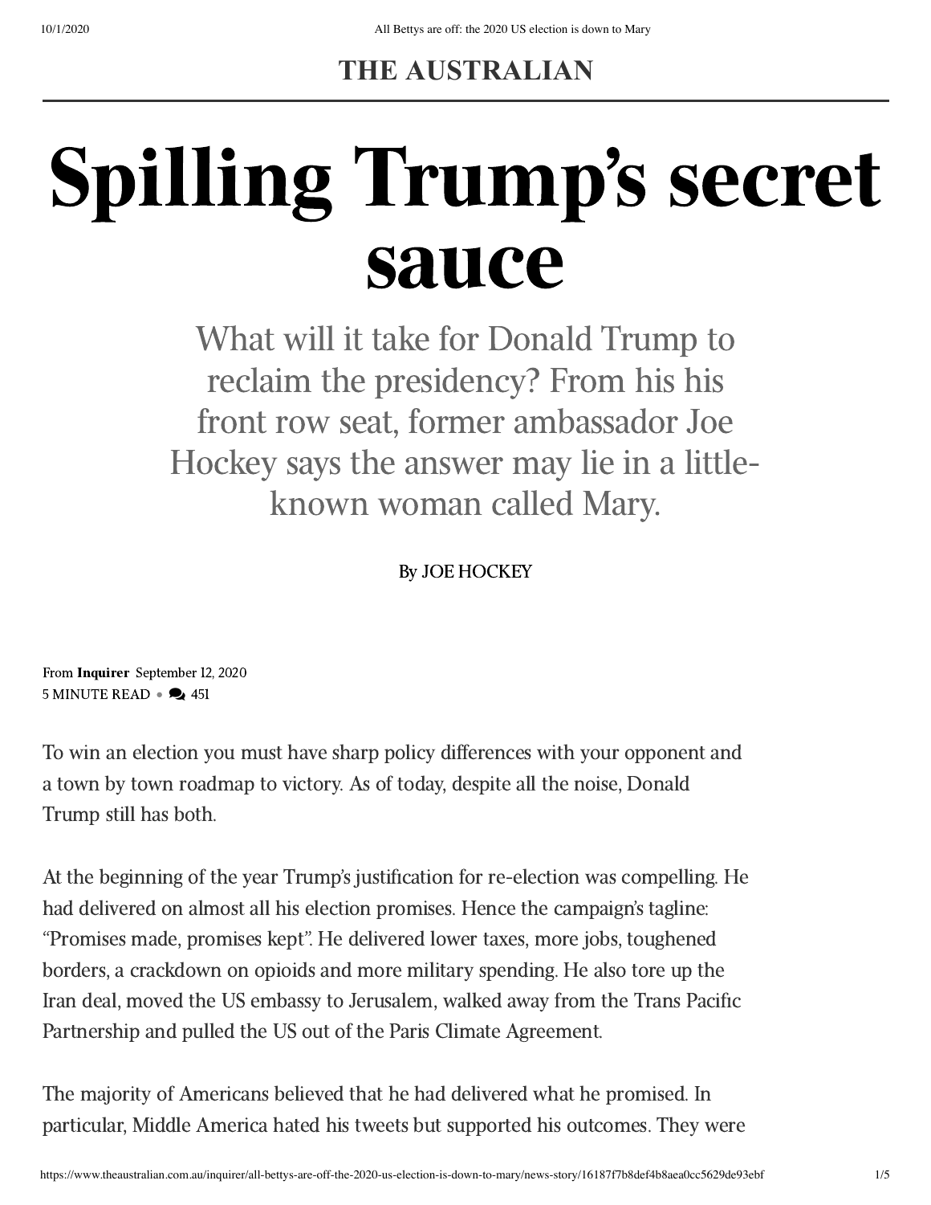THE AUSTRALIAN

# Spilling Trump's secret sauce

What will it take for Donald Trump to reclaim the presidency? From his his front row seat, former ambassador Joe Hockey says the answer may lie in a little-known woman called Mary.

By JOE HOCKEY

From **Inquirer** September 12, 2020
5 MINUTE READ • 451

To win an election you must have sharp policy differences with your opponent and a town by town roadmap to victory. As of today, despite all the noise, Donald Trump still has both.

At the beginning of the year Trump's justification for re-election was compelling. He had delivered on almost all his election promises. Hence the campaign's tagline: "Promises made, promises kept". He delivered lower taxes, more jobs, toughened borders, a crackdown on opioids and more military spending. He also tore up the Iran deal, moved the US embassy to Jerusalem, walked away from the Trans Pacific Partnership and pulled the US out of the Paris Climate Agreement.

The majority of Americans believed that he had delivered what he promised. In particular, Middle America hated his tweets but supported his outcomes. They were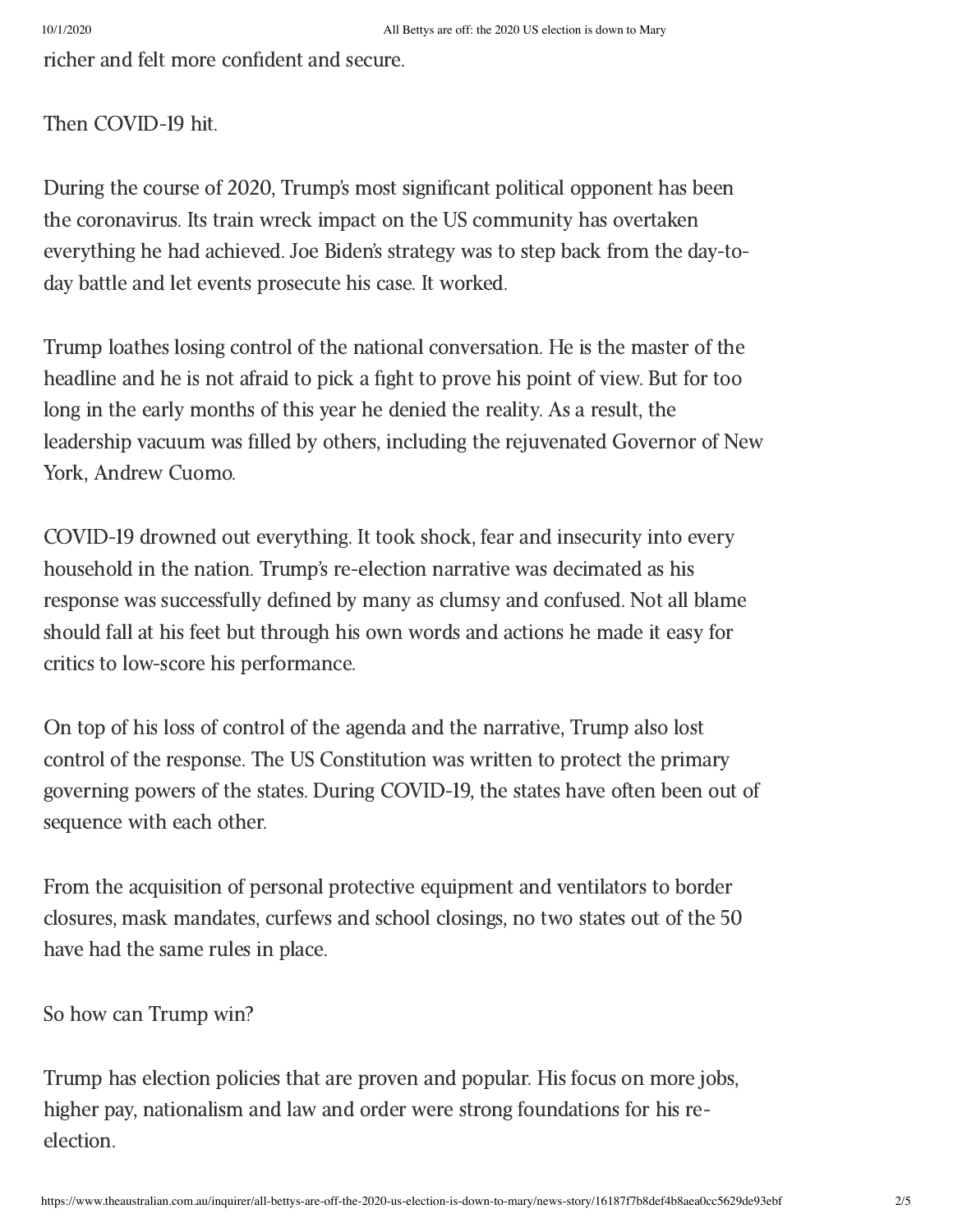richer and felt more confident and secure.

Then COVID-19 hit.

During the course of 2020, Trump's most significant political opponent has been the coronavirus. Its train wreck impact on the US community has overtaken everything he had achieved. Joe Biden's strategy was to step back from the day-to-day battle and let events prosecute his case. It worked.

Trump loathes losing control of the national conversation. He is the master of the headline and he is not afraid to pick a fight to prove his point of view. But for too long in the early months of this year he denied the reality. As a result, the leadership vacuum was filled by others, including the rejuvenated Governor of New York, Andrew Cuomo.

COVID-19 drowned out everything. It took shock, fear and insecurity into every household in the nation. Trump's re-election narrative was decimated as his response was successfully defined by many as clumsy and confused. Not all blame should fall at his feet but through his own words and actions he made it easy for critics to low-score his performance.

On top of his loss of control of the agenda and the narrative, Trump also lost control of the response. The US Constitution was written to protect the primary governing powers of the states. During COVID-19, the states have often been out of sequence with each other.

From the acquisition of personal protective equipment and ventilators to border closures, mask mandates, curfews and school closings, no two states out of the 50 have had the same rules in place.

So how can Trump win?

Trump has election policies that are proven and popular. His focus on more jobs, higher pay, nationalism and law and order were strong foundations for his re-election.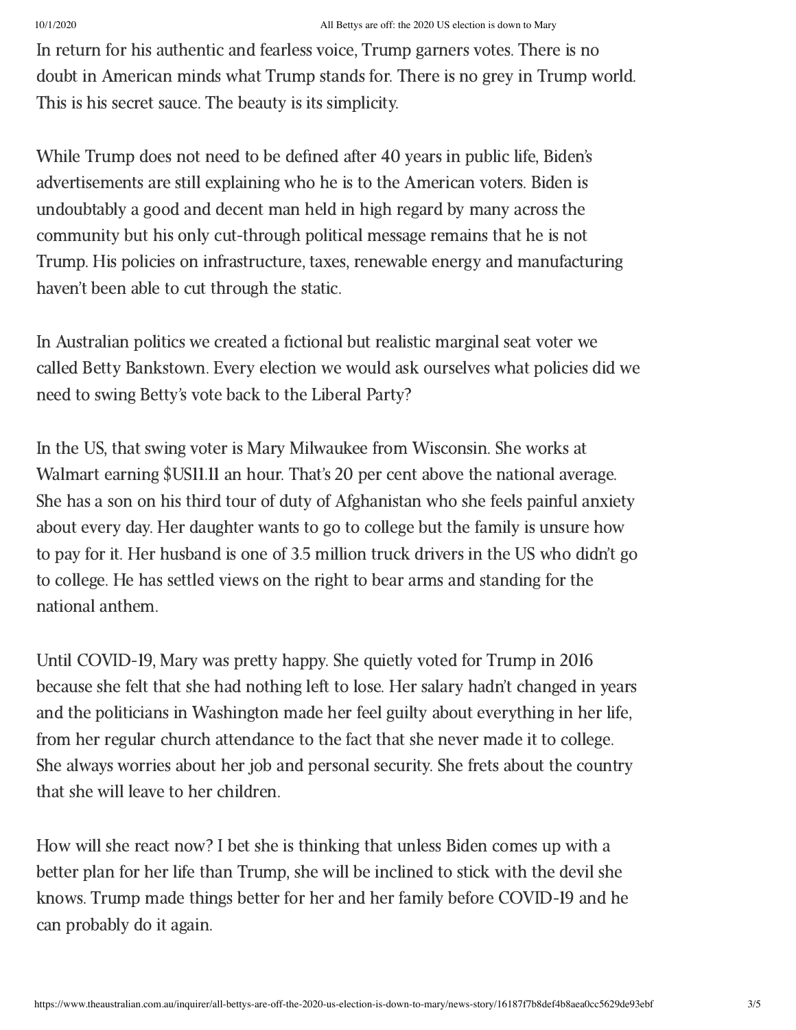In return for his authentic and fearless voice, Trump garners votes. There is no doubt in American minds what Trump stands for. There is no grey in Trump world. This is his secret sauce. The beauty is its simplicity.

While Trump does not need to be defined after 40 years in public life, Biden's advertisements are still explaining who he is to the American voters. Biden is undoubtably a good and decent man held in high regard by many across the community but his only cut-through political message remains that he is not Trump. His policies on infrastructure, taxes, renewable energy and manufacturing haven't been able to cut through the static.

In Australian politics we created a fictional but realistic marginal seat voter we called Betty Bankstown. Every election we would ask ourselves what policies did we need to swing Betty's vote back to the Liberal Party?

In the US, that swing voter is Mary Milwaukee from Wisconsin. She works at Walmart earning $US11.11 an hour. That's 20 per cent above the national average. She has a son on his third tour of duty of Afghanistan who she feels painful anxiety about every day. Her daughter wants to go to college but the family is unsure how to pay for it. Her husband is one of 3.5 million truck drivers in the US who didn't go to college. He has settled views on the right to bear arms and standing for the national anthem.

Until COVID-19, Mary was pretty happy. She quietly voted for Trump in 2016 because she felt that she had nothing left to lose. Her salary hadn't changed in years and the politicians in Washington made her feel guilty about everything in her life, from her regular church attendance to the fact that she never made it to college. She always worries about her job and personal security. She frets about the country that she will leave to her children.

How will she react now? I bet she is thinking that unless Biden comes up with a better plan for her life than Trump, she will be inclined to stick with the devil she knows. Trump made things better for her and her family before COVID-19 and he can probably do it again.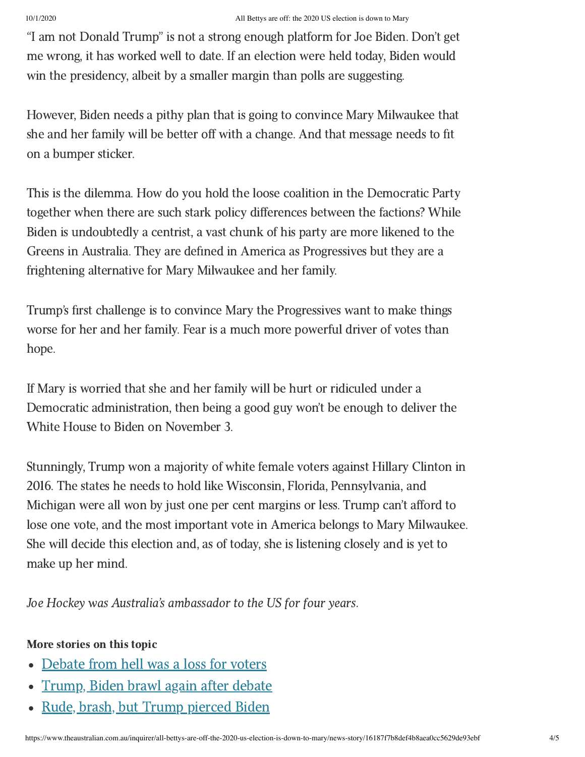“I am not Donald Trump” is not a strong enough platform for Joe Biden. Don’t get me wrong, it has worked well to date. If an election were held today, Biden would win the presidency, albeit by a smaller margin than polls are suggesting.

However, Biden needs a pithy plan that is going to convince Mary Milwaukee that she and her family will be better off with a change. And that message needs to fit on a bumper sticker.

This is the dilemma. How do you hold the loose coalition in the Democratic Party together when there are such stark policy differences between the factions? While Biden is undoubtedly a centrist, a vast chunk of his party are more likened to the Greens in Australia. They are defined in America as Progressives but they are a frightening alternative for Mary Milwaukee and her family.

Trump’s first challenge is to convince Mary the Progressives want to make things worse for her and her family. Fear is a much more powerful driver of votes than hope.

If Mary is worried that she and her family will be hurt or ridiculed under a Democratic administration, then being a good guy won’t be enough to deliver the White House to Biden on November 3.

Stunningly, Trump won a majority of white female voters against Hillary Clinton in 2016. The states he needs to hold like Wisconsin, Florida, Pennsylvania, and Michigan were all won by just one per cent margins or less. Trump can’t afford to lose one vote, and the most important vote in America belongs to Mary Milwaukee. She will decide this election and, as of today, she is listening closely and is yet to make up her mind.

*Joe Hockey was Australia’s ambassador to the US for four years.*

**More stories on this topic**

- Debate from hell was a loss for voters
- Trump, Biden brawl again after debate
- Rude, brash, but Trump pierced Biden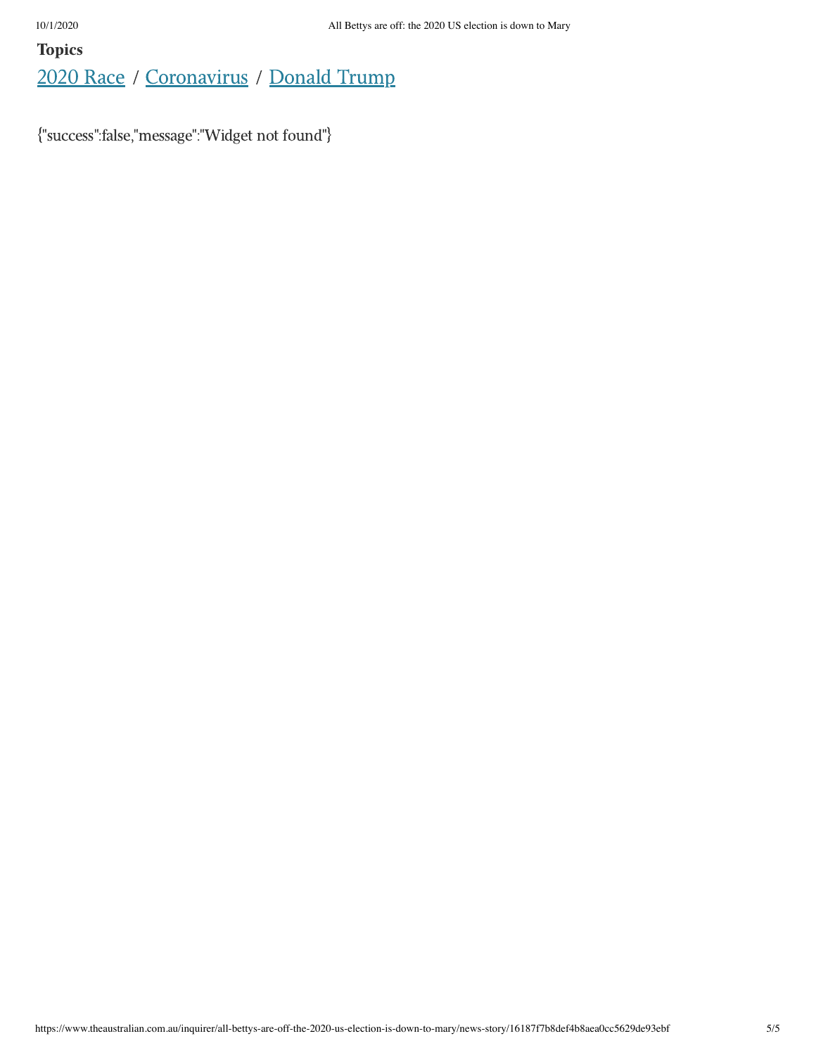**Topics**

2020 Race / Coronavirus / Donald Trump

{"success":false,"message":"Widget not found"}